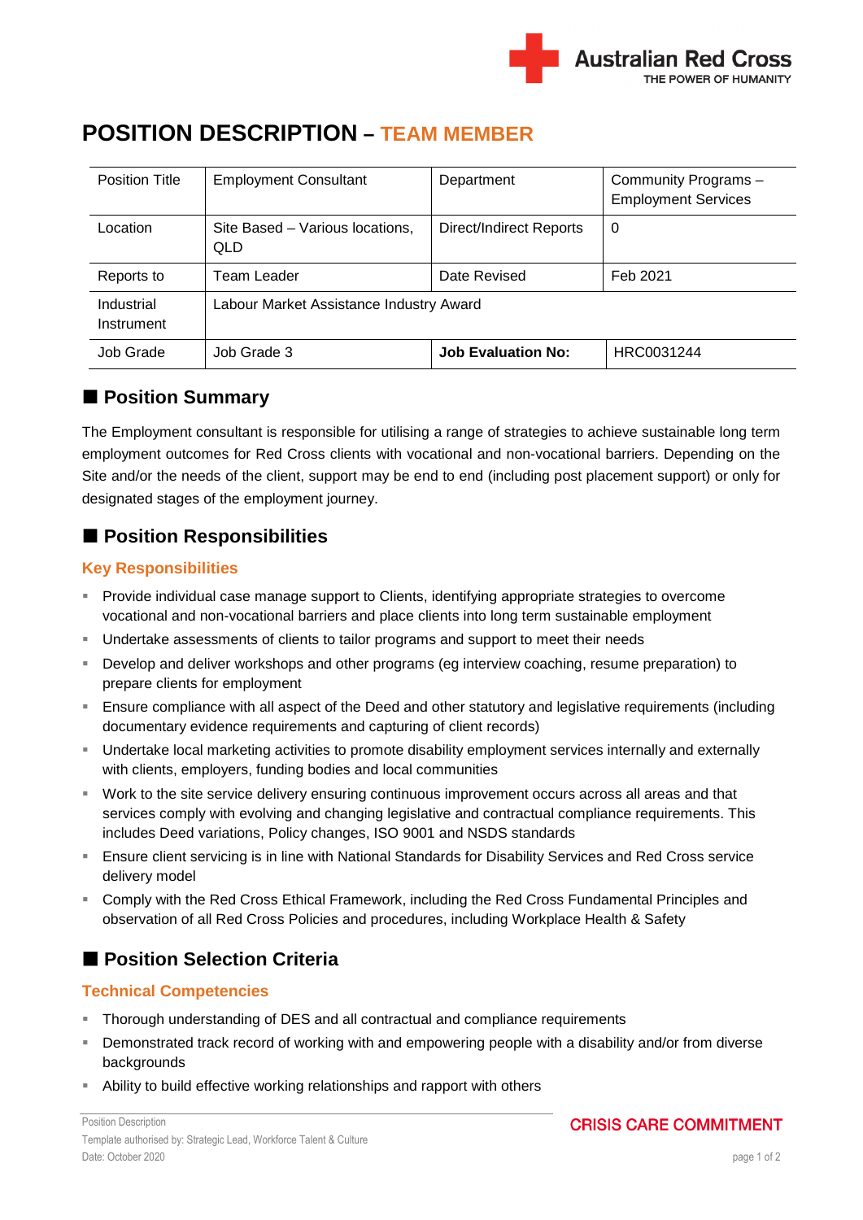# POSITION DESCRIPTION – TEAM MEMBER

| Position Title | Employment Consultant | Department | Community Programs – Employment Services |
|---|---|---|---|
| Location | Site Based – Various locations, QLD | Direct/Indirect Reports | 0 |
| Reports to | Team Leader | Date Revised | Feb 2021 |
| Industrial Instrument | Labour Market Assistance Industry Award | | |
| Job Grade | Job Grade 3 | **Job Evaluation No:** | HRC0031244 |

## Position Summary

The Employment consultant is responsible for utilising a range of strategies to achieve sustainable long term employment outcomes for Red Cross clients with vocational and non-vocational barriers. Depending on the Site and/or the needs of the client, support may be end to end (including post placement support) or only for designated stages of the employment journey.

## Position Responsibilities

### Key Responsibilities

- Provide individual case manage support to Clients, identifying appropriate strategies to overcome vocational and non-vocational barriers and place clients into long term sustainable employment
- Undertake assessments of clients to tailor programs and support to meet their needs
- Develop and deliver workshops and other programs (eg interview coaching, resume preparation) to prepare clients for employment
- Ensure compliance with all aspect of the Deed and other statutory and legislative requirements (including documentary evidence requirements and capturing of client records)
- Undertake local marketing activities to promote disability employment services internally and externally with clients, employers, funding bodies and local communities
- Work to the site service delivery ensuring continuous improvement occurs across all areas and that services comply with evolving and changing legislative and contractual compliance requirements. This includes Deed variations, Policy changes, ISO 9001 and NSDS standards
- Ensure client servicing is in line with National Standards for Disability Services and Red Cross service delivery model
- Comply with the Red Cross Ethical Framework, including the Red Cross Fundamental Principles and observation of all Red Cross Policies and procedures, including Workplace Health & Safety

## Position Selection Criteria

### Technical Competencies

- Thorough understanding of DES and all contractual and compliance requirements
- Demonstrated track record of working with and empowering people with a disability and/or from diverse backgrounds
- Ability to build effective working relationships and rapport with others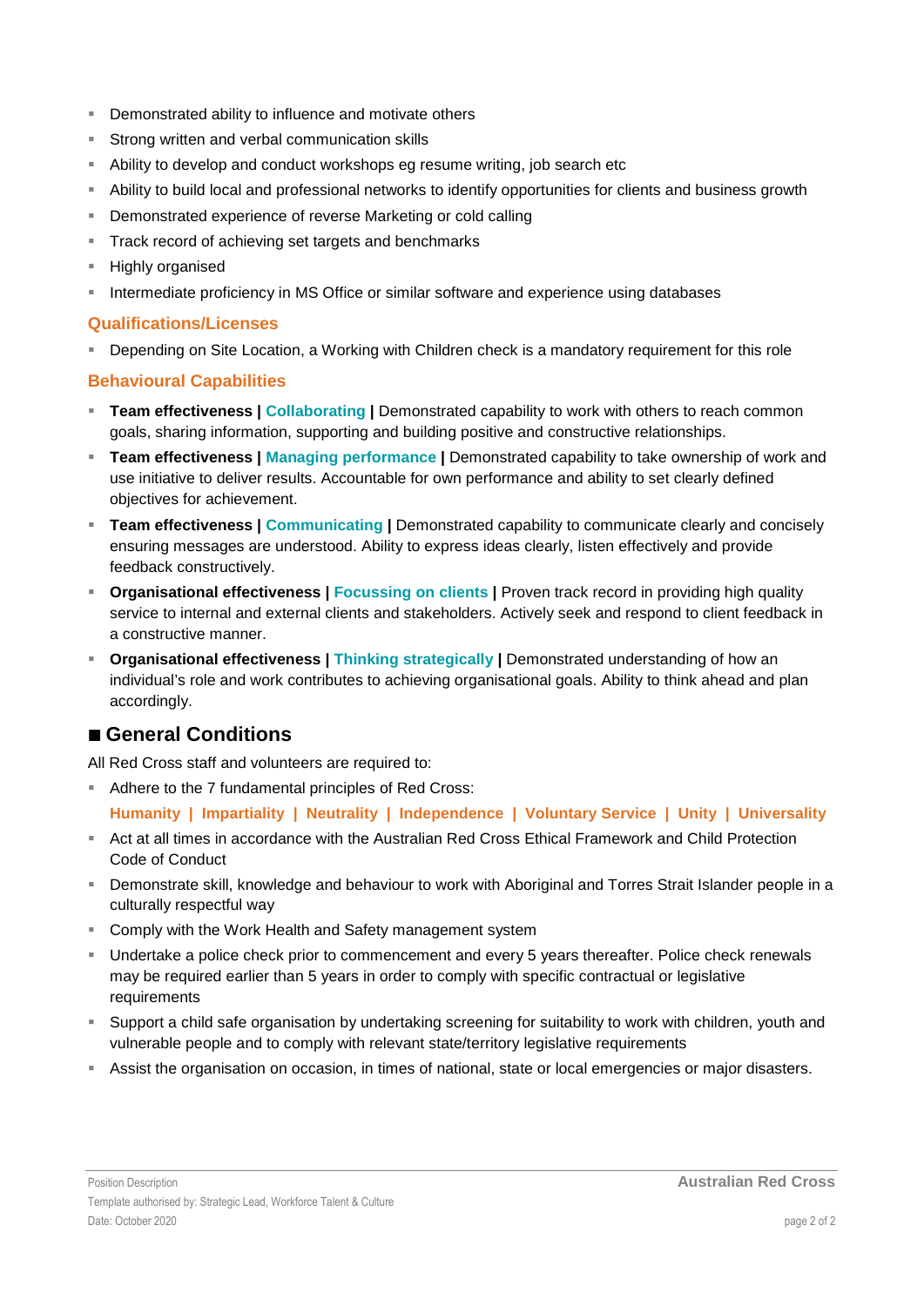- Demonstrated ability to influence and motivate others
- Strong written and verbal communication skills
- Ability to develop and conduct workshops eg resume writing, job search etc
- Ability to build local and professional networks to identify opportunities for clients and business growth
- Demonstrated experience of reverse Marketing or cold calling
- Track record of achieving set targets and benchmarks
- Highly organised
- Intermediate proficiency in MS Office or similar software and experience using databases

### Qualifications/Licenses

- Depending on Site Location, a Working with Children check is a mandatory requirement for this role

### Behavioural Capabilities

- **Team effectiveness | Collaborating |** Demonstrated capability to work with others to reach common goals, sharing information, supporting and building positive and constructive relationships.
- **Team effectiveness | Managing performance |** Demonstrated capability to take ownership of work and use initiative to deliver results. Accountable for own performance and ability to set clearly defined objectives for achievement.
- **Team effectiveness | Communicating |** Demonstrated capability to communicate clearly and concisely ensuring messages are understood. Ability to express ideas clearly, listen effectively and provide feedback constructively.
- **Organisational effectiveness | Focussing on clients |** Proven track record in providing high quality service to internal and external clients and stakeholders. Actively seek and respond to client feedback in a constructive manner.
- **Organisational effectiveness | Thinking strategically |** Demonstrated understanding of how an individual's role and work contributes to achieving organisational goals. Ability to think ahead and plan accordingly.

## ■ General Conditions

All Red Cross staff and volunteers are required to:

- Adhere to the 7 fundamental principles of Red Cross:
  **Humanity | Impartiality | Neutrality | Independence | Voluntary Service | Unity | Universality**
- Act at all times in accordance with the Australian Red Cross Ethical Framework and Child Protection Code of Conduct
- Demonstrate skill, knowledge and behaviour to work with Aboriginal and Torres Strait Islander people in a culturally respectful way
- Comply with the Work Health and Safety management system
- Undertake a police check prior to commencement and every 5 years thereafter. Police check renewals may be required earlier than 5 years in order to comply with specific contractual or legislative requirements
- Support a child safe organisation by undertaking screening for suitability to work with children, youth and vulnerable people and to comply with relevant state/territory legislative requirements
- Assist the organisation on occasion, in times of national, state or local emergencies or major disasters.